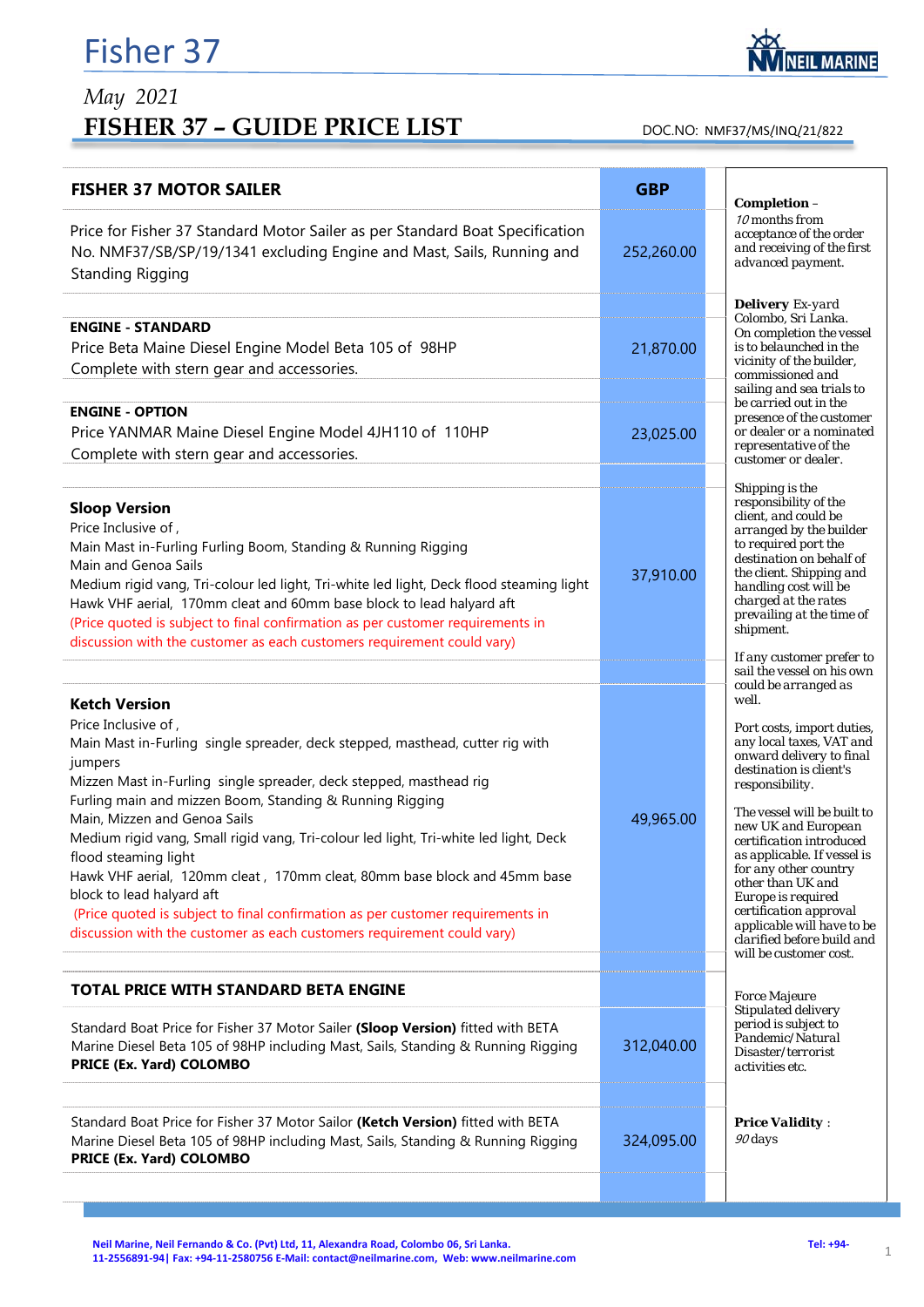# Fisher 37

*May 2021*

## FISHER 37 – GUIDE PRICE LIST

DOC.NO: NMF37/MS/INQ/21/822

| FISHER 37 MOTOR SAILER | GBP |
|---|---|
| Price for Fisher 37 Standard Motor Sailer as per Standard Boat Specification No. NMF37/SB/SP/19/1341 excluding Engine and Mast, Sails, Running and Standing Rigging | 252,260.00 |
| **ENGINE - STANDARD**<br>Price Beta Maine Diesel Engine Model Beta 105 of 98HP<br>Complete with stern gear and accessories. | 21,870.00 |
| **ENGINE - OPTION**<br>Price YANMAR Maine Diesel Engine Model 4JH110 of 110HP<br>Complete with stern gear and accessories. | 23,025.00 |
| **Sloop Version**<br>Price Inclusive of ,<br>Main Mast in-Furling Furling Boom, Standing & Running Rigging<br>Main and Genoa Sails<br>Medium rigid vang, Tri-colour led light, Tri-white led light, Deck flood steaming light<br>Hawk VHF aerial, 170mm cleat and 60mm base block to lead halyard aft<br>(Price quoted is subject to final confirmation as per customer requirements in discussion with the customer as each customers requirement could vary) | 37,910.00 |
| **Ketch Version**<br>Price Inclusive of ,<br>Main Mast in-Furling single spreader, deck stepped, masthead, cutter rig with jumpers<br>Mizzen Mast in-Furling single spreader, deck stepped, masthead rig<br>Furling main and mizzen Boom, Standing & Running Rigging<br>Main, Mizzen and Genoa Sails<br>Medium rigid vang, Small rigid vang, Tri-colour led light, Tri-white led light, Deck flood steaming light<br>Hawk VHF aerial, 120mm cleat , 170mm cleat, 80mm base block and 45mm base block to lead halyard aft<br>(Price quoted is subject to final confirmation as per customer requirements in discussion with the customer as each customers requirement could vary) | 49,965.00 |
| **TOTAL PRICE WITH STANDARD BETA ENGINE** | |
| Standard Boat Price for Fisher 37 Motor Sailer **(Sloop Version)** fitted with BETA Marine Diesel Beta 105 of 98HP including Mast, Sails, Standing & Running Rigging<br>**PRICE (Ex. Yard) COLOMBO** | 312,040.00 |
| Standard Boat Price for Fisher 37 Motor Sailor **(Ketch Version)** fitted with BETA Marine Diesel Beta 105 of 98HP including Mast, Sails, Standing & Running Rigging<br>**PRICE (Ex. Yard) COLOMBO** | 324,095.00 |

**Completion** – *10* months from acceptance of the order and receiving of the first advanced payment.

**Delivery** Ex-yard Colombo, Sri Lanka. On completion the vessel is to be launched in the vicinity of the builder, commissioned and sailing and sea trials to be carried out in the presence of the customer or dealer or a nominated representative of the customer or dealer.

Shipping is the responsibility of the client, and could be arranged by the builder to required port the destination on behalf of the client. Shipping and handling cost will be charged at the rates prevailing at the time of shipment.

If any customer prefer to sail the vessel on his own could be arranged as well.

Port costs, import duties, any local taxes, VAT and onward delivery to final destination is client's responsibility.

The vessel will be built to new UK and European certification introduced as applicable. If vessel is for any other country other than UK and Europe is required certification approval applicable will have to be clarified before build and will be customer cost.

Force Majeure
Stipulated delivery period is subject to Pandemic/Natural Disaster/terrorist activities etc.

**Price Validity** : *90* days

Neil Marine, Neil Fernando & Co. (Pvt) Ltd, 11, Alexandra Road, Colombo 06, Sri Lanka. Tel: +94-11-2556891-94| Fax: +94-11-2580756 E-Mail: contact@neilmarine.com, Web: www.neilmarine.com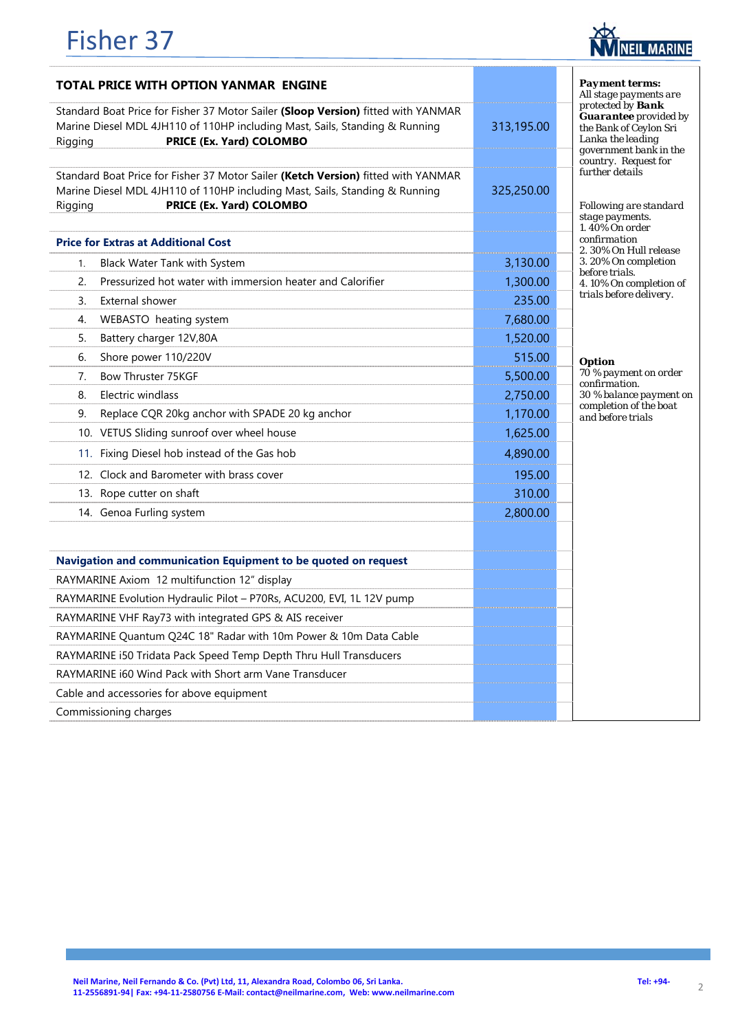# Fisher 37

| | |
|---|---|
| **TOTAL PRICE WITH OPTION YANMAR ENGINE** | |
| Standard Boat Price for Fisher 37 Motor Sailer **(Sloop Version)** fitted with YANMAR Marine Diesel MDL 4JH110 of 110HP including Mast, Sails, Standing & Running Rigging **PRICE (Ex. Yard) COLOMBO** | 313,195.00 |
| Standard Boat Price for Fisher 37 Motor Sailer **(Ketch Version)** fitted with YANMAR Marine Diesel MDL 4JH110 of 110HP including Mast, Sails, Standing & Running Rigging **PRICE (Ex. Yard) COLOMBO** | 325,250.00 |
| **Price for Extras at Additional Cost** | |
| 1. Black Water Tank with System | 3,130.00 |
| 2. Pressurized hot water with immersion heater and Calorifier | 1,300.00 |
| 3. External shower | 235.00 |
| 4. WEBASTO heating system | 7,680.00 |
| 5. Battery charger 12V,80A | 1,520.00 |
| 6. Shore power 110/220V | 515.00 |
| 7. Bow Thruster 75KGF | 5,500.00 |
| 8. Electric windlass | 2,750.00 |
| 9. Replace CQR 20kg anchor with SPADE 20 kg anchor | 1,170.00 |
| 10. VETUS Sliding sunroof over wheel house | 1,625.00 |
| 11. Fixing Diesel hob instead of the Gas hob | 4,890.00 |
| 12. Clock and Barometer with brass cover | 195.00 |
| 13. Rope cutter on shaft | 310.00 |
| 14. Genoa Furling system | 2,800.00 |
| **Navigation and communication Equipment to be quoted on request** | |
| RAYMARINE Axiom 12 multifunction 12" display | |
| RAYMARINE Evolution Hydraulic Pilot – P70Rs, ACU200, EVI, 1L 12V pump | |
| RAYMARINE VHF Ray73 with integrated GPS & AIS receiver | |
| RAYMARINE Quantum Q24C 18" Radar with 10m Power & 10m Data Cable | |
| RAYMARINE i50 Tridata Pack Speed Temp Depth Thru Hull Transducers | |
| RAYMARINE i60 Wind Pack with Short arm Vane Transducer | |
| Cable and accessories for above equipment | |
| Commissioning charges | |

**Payment terms:**
All stage payments are protected by **Bank Guarantee** provided by the Bank of Ceylon Sri Lanka the leading government bank in the country. Request for further details

Following are standard stage payments.
1. 40% On order confirmation
2. 30% On Hull release
3. 20% On completion before trials.
4. 10% On completion of trials before delivery.

**Option**
70 % payment on order confirmation.
30 % balance payment on completion of the boat and before trials

**Neil Marine, Neil Fernando & Co. (Pvt) Ltd, 11, Alexandra Road, Colombo 06, Sri Lanka. Tel: +94-11-2556891-94| Fax: +94-11-2580756 E-Mail: contact@neilmarine.com, Web: www.neilmarine.com**